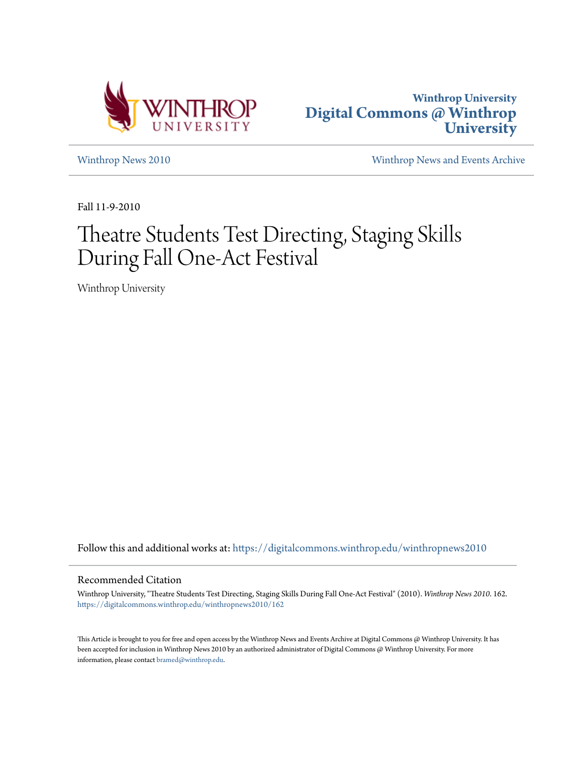Winthrop University
Digital Commons @ Winthrop University

Winthrop News 2010

Winthrop News and Events Archive

Fall 11-9-2010

# Theatre Students Test Directing, Staging Skills During Fall One-Act Festival

Winthrop University

Follow this and additional works at: https://digitalcommons.winthrop.edu/winthropnews2010

## Recommended Citation

Winthrop University, "Theatre Students Test Directing, Staging Skills During Fall One-Act Festival" (2010). *Winthrop News 2010*. 162.
https://digitalcommons.winthrop.edu/winthropnews2010/162

This Article is brought to you for free and open access by the Winthrop News and Events Archive at Digital Commons @ Winthrop University. It has been accepted for inclusion in Winthrop News 2010 by an authorized administrator of Digital Commons @ Winthrop University. For more information, please contact bramed@winthrop.edu.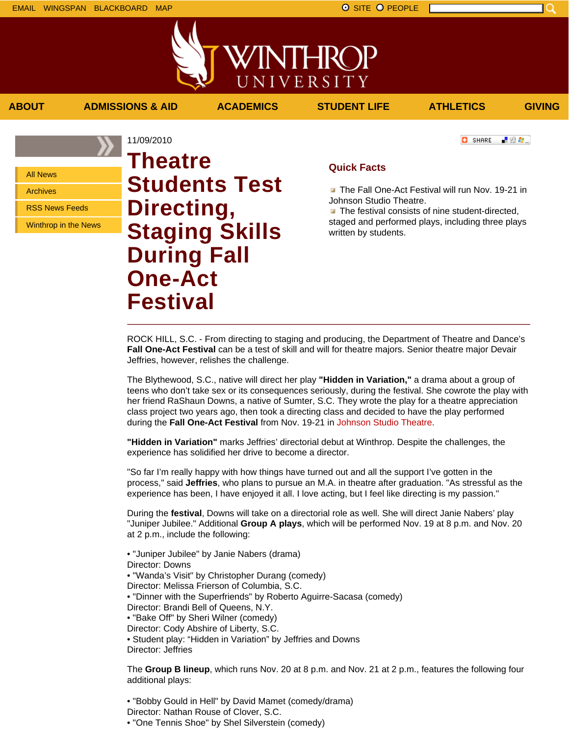EMAIL WINGSPAN BLACKBOARD MAP

SITE PEOPLE

ABOUT | ADMISSIONS & AID | ACADEMICS | STUDENT LIFE | ATHLETICS | GIVING

- All News
- Archives
- RSS News Feeds
- Winthrop in the News

11/09/2010

# Theatre Students Test Directing, Staging Skills During Fall One-Act Festival

SHARE

### Quick Facts

- The Fall One-Act Festival will run Nov. 19-21 in Johnson Studio Theatre.
- The festival consists of nine student-directed, staged and performed plays, including three plays written by students.

---

ROCK HILL, S.C. - From directing to staging and producing, the Department of Theatre and Dance's **Fall One-Act Festival** can be a test of skill and will for theatre majors. Senior theatre major Devair Jeffries, however, relishes the challenge.

The Blythewood, S.C., native will direct her play **"Hidden in Variation,"** a drama about a group of teens who don't take sex or its consequences seriously, during the festival. She cowrote the play with her friend RaShaun Downs, a native of Sumter, S.C. They wrote the play for a theatre appreciation class project two years ago, then took a directing class and decided to have the play performed during the **Fall One-Act Festival** from Nov. 19-21 in Johnson Studio Theatre.

**"Hidden in Variation"** marks Jeffries' directorial debut at Winthrop. Despite the challenges, the experience has solidified her drive to become a director.

"So far I'm really happy with how things have turned out and all the support I've gotten in the process," said **Jeffries**, who plans to pursue an M.A. in theatre after graduation. "As stressful as the experience has been, I have enjoyed it all. I love acting, but I feel like directing is my passion."

During the **festival**, Downs will take on a directorial role as well. She will direct Janie Nabers' play "Juniper Jubilee." Additional **Group A plays**, which will be performed Nov. 19 at 8 p.m. and Nov. 20 at 2 p.m., include the following:

• "Juniper Jubilee" by Janie Nabers (drama)
Director: Downs
• "Wanda's Visit" by Christopher Durang (comedy)
Director: Melissa Frierson of Columbia, S.C.
• "Dinner with the Superfriends" by Roberto Aguirre-Sacasa (comedy)
Director: Brandi Bell of Queens, N.Y.
• "Bake Off" by Sheri Wilner (comedy)
Director: Cody Abshire of Liberty, S.C.
• Student play: "Hidden in Variation" by Jeffries and Downs
Director: Jeffries

The **Group B lineup**, which runs Nov. 20 at 8 p.m. and Nov. 21 at 2 p.m., features the following four additional plays:

• "Bobby Gould in Hell" by David Mamet (comedy/drama)
Director: Nathan Rouse of Clover, S.C.
• "One Tennis Shoe" by Shel Silverstein (comedy)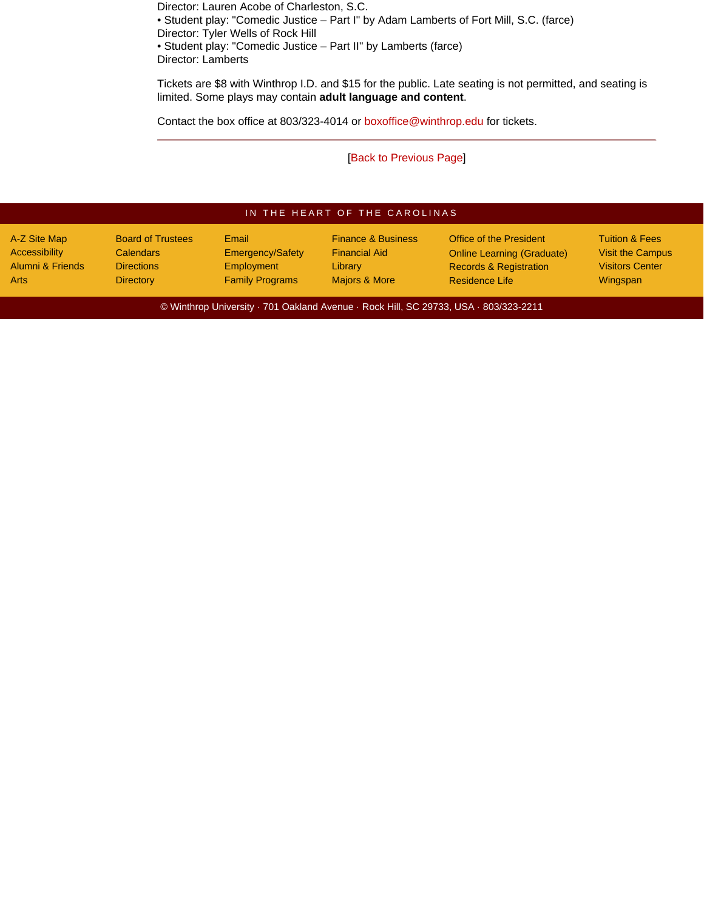Director: Lauren Acobe of Charleston, S.C.
• Student play: "Comedic Justice – Part I" by Adam Lamberts of Fort Mill, S.C. (farce)
Director: Tyler Wells of Rock Hill
• Student play: "Comedic Justice – Part II" by Lamberts (farce)
Director: Lamberts

Tickets are $8 with Winthrop I.D. and $15 for the public. Late seating is not permitted, and seating is limited. Some plays may contain **adult language and content**.

Contact the box office at 803/323-4014 or boxoffice@winthrop.edu for tickets.

---

[Back to Previous Page]

IN THE HEART OF THE CAROLINAS

A-Z Site Map
Accessibility
Alumni & Friends
Arts
Board of Trustees
Calendars
Directions
Directory
Email
Emergency/Safety
Employment
Family Programs
Finance & Business
Financial Aid
Library
Majors & More
Office of the President
Online Learning (Graduate)
Records & Registration
Residence Life
Tuition & Fees
Visit the Campus
Visitors Center
Wingspan

© Winthrop University · 701 Oakland Avenue · Rock Hill, SC 29733, USA · 803/323-2211